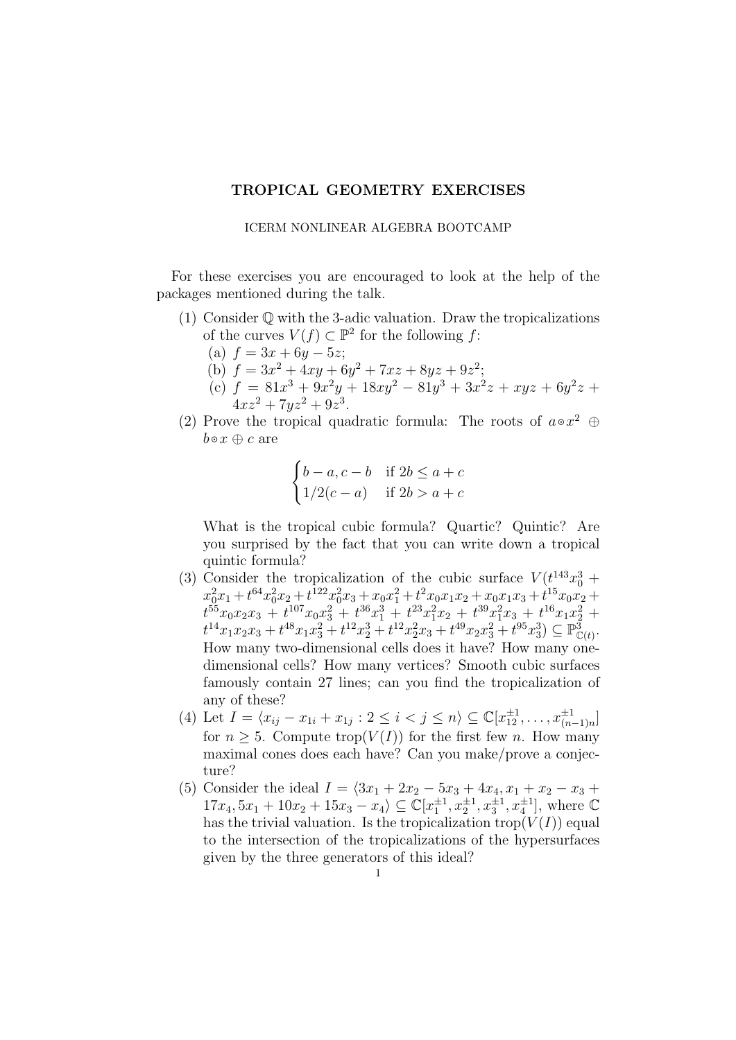# TROPICAL GEOMETRY EXERCISES

ICERM NONLINEAR ALGEBRA BOOTCAMP

For these exercises you are encouraged to look at the help of the packages mentioned during the talk.

(1) Consider $\mathbb{Q}$ with the 3-adic valuation. Draw the tropicalizations of the curves $V(f) \subset \mathbb{P}^2$ for the following $f$:
   (a) $f = 3x + 6y - 5z$;
   (b) $f = 3x^2 + 4xy + 6y^2 + 7xz + 8yz + 9z^2$;
   (c) $f = 81x^3 + 9x^2y + 18xy^2 - 81y^3 + 3x^2z + xyz + 6y^2z + 4xz^2 + 7yz^2 + 9z^3$.

(2) Prove the tropical quadratic formula: The roots of $a \odot x^2 \oplus b \odot x \oplus c$ are

$$\begin{cases} b-a, c-b & \text{if } 2b \leq a+c \\ 1/2(c-a) & \text{if } 2b > a+c \end{cases}$$

What is the tropical cubic formula? Quartic? Quintic? Are you surprised by the fact that you can write down a tropical quintic formula?

(3) Consider the tropicalization of the cubic surface $V(t^{143}x_0^3 + x_0^2x_1 + t^{64}x_0^2x_2 + t^{122}x_0^2x_3 + x_0x_1^2 + t^2x_0x_1x_2 + x_0x_1x_3 + t^{15}x_0x_2 + t^{55}x_0x_2x_3 + t^{107}x_0x_3^2 + t^{36}x_1^3 + t^{23}x_1^2x_2 + t^{39}x_1^2x_3 + t^{16}x_1x_2^2 + t^{14}x_1x_2x_3 + t^{48}x_1x_3^2 + t^{12}x_2^3 + t^{12}x_2^2x_3 + t^{49}x_2x_3^2 + t^{95}x_3^3) \subseteq \mathbb{P}^3_{\mathbb{C}(t)}$. How many two-dimensional cells does it have? How many one-dimensional cells? How many vertices? Smooth cubic surfaces famously contain 27 lines; can you find the tropicalization of any of these?

(4) Let $I = \langle x_{ij} - x_{1i} + x_{1j} : 2 \leq i < j \leq n \rangle \subseteq \mathbb{C}[x_{12}^{\pm 1}, \ldots, x_{(n-1)n}^{\pm 1}]$ for $n \geq 5$. Compute $\operatorname{trop}(V(I))$ for the first few $n$. How many maximal cones does each have? Can you make/prove a conjecture?

(5) Consider the ideal $I = \langle 3x_1 + 2x_2 - 5x_3 + 4x_4, x_1 + x_2 - x_3 + 17x_4, 5x_1 + 10x_2 + 15x_3 - x_4 \rangle \subseteq \mathbb{C}[x_1^{\pm 1}, x_2^{\pm 1}, x_3^{\pm 1}, x_4^{\pm 1}]$, where $\mathbb{C}$ has the trivial valuation. Is the tropicalization $\operatorname{trop}(V(I))$ equal to the intersection of the tropicalizations of the hypersurfaces given by the three generators of this ideal?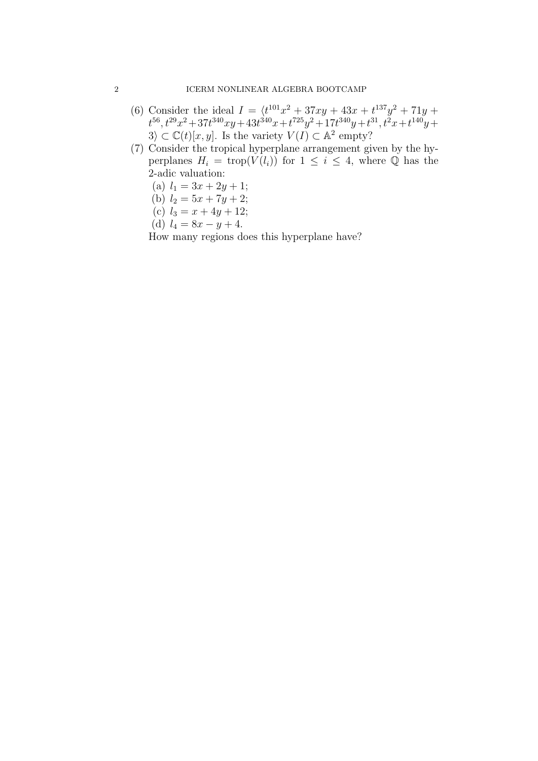(6) Consider the ideal $I = \langle t^{101}x^2 + 37xy + 43x + t^{137}y^2 + 71y + t^{56}, t^{29}x^2 + 37t^{340}xy + 43t^{340}x + t^{725}y^2 + 17t^{340}y + t^{31}, t^2x + t^{140}y + 3\rangle \subset \mathbb{C}(t)[x, y]$. Is the variety $V(I) \subset \mathbb{A}^2$ empty?

(7) Consider the tropical hyperplane arrangement given by the hyperplanes $H_i = \text{trop}(V(l_i))$ for $1 \leq i \leq 4$, where $\mathbb{Q}$ has the 2-adic valuation:

   (a) $l_1 = 3x + 2y + 1$;
   (b) $l_2 = 5x + 7y + 2$;
   (c) $l_3 = x + 4y + 12$;
   (d) $l_4 = 8x - y + 4$.

   How many regions does this hyperplane have?